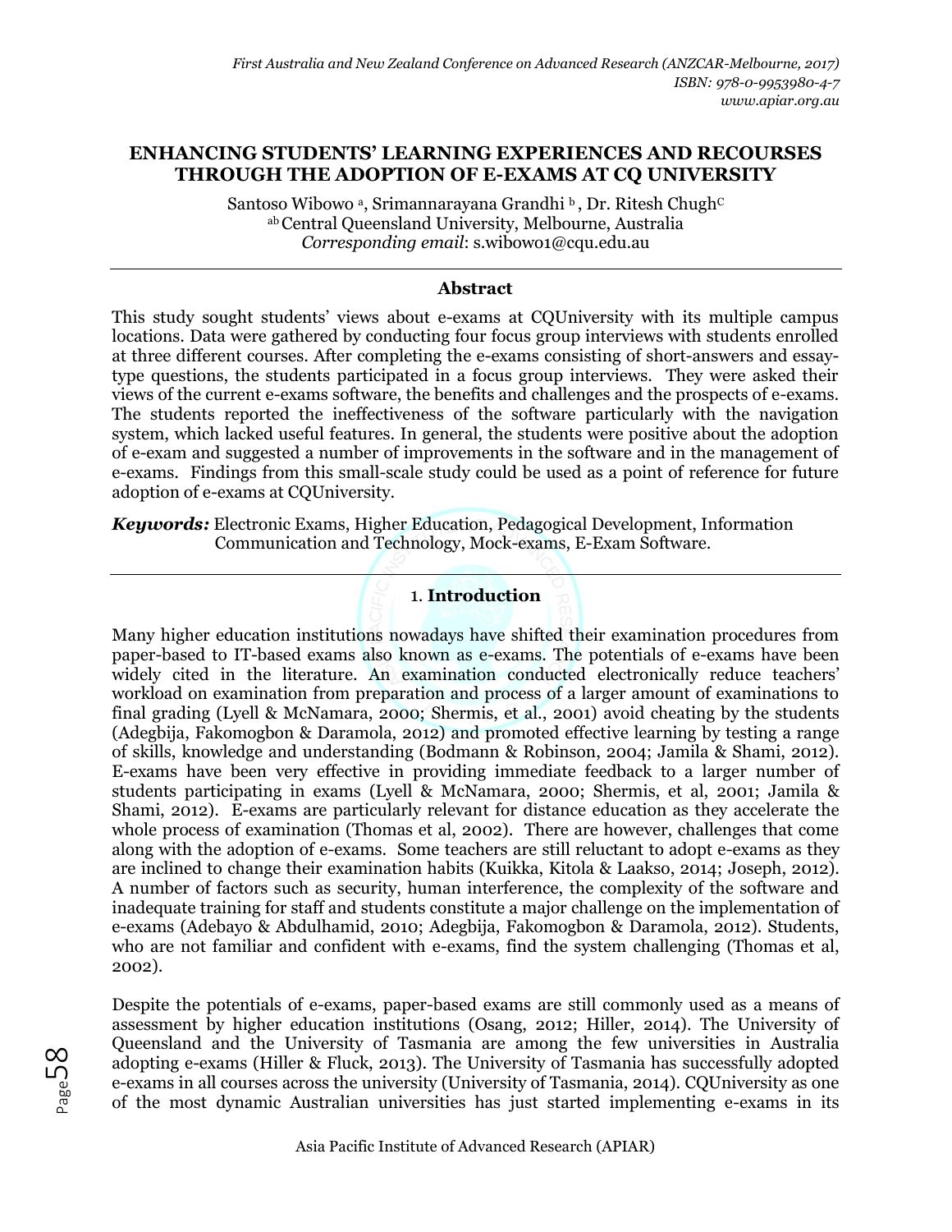# ENHANCING STUDENTS' LEARNING EXPERIENCES AND RECOURSES THROUGH THE ADOPTION OF E-EXAMS AT CQ UNIVERSITY

Santoso Wibowo [a], Srimannarayana Grandhi [b], Dr. Ritesh Chugh[C]

[ab] Central Queensland University, Melbourne, Australia

*Corresponding email*: s.wibowo1@cqu.edu.au

---

### Abstract

This study sought students' views about e-exams at CQUniversity with its multiple campus locations. Data were gathered by conducting four focus group interviews with students enrolled at three different courses. After completing the e-exams consisting of short-answers and essay-type questions, the students participated in a focus group interviews. They were asked their views of the current e-exams software, the benefits and challenges and the prospects of e-exams. The students reported the ineffectiveness of the software particularly with the navigation system, which lacked useful features. In general, the students were positive about the adoption of e-exam and suggested a number of improvements in the software and in the management of e-exams. Findings from this small-scale study could be used as a point of reference for future adoption of e-exams at CQUniversity.

***Keywords:*** Electronic Exams, Higher Education, Pedagogical Development, Information Communication and Technology, Mock-exams, E-Exam Software.

---

## 1. Introduction

Many higher education institutions nowadays have shifted their examination procedures from paper-based to IT-based exams also known as e-exams. The potentials of e-exams have been widely cited in the literature. An examination conducted electronically reduce teachers' workload on examination from preparation and process of a larger amount of examinations to final grading (Lyell & McNamara, 2000; Shermis, et al., 2001) avoid cheating by the students (Adegbija, Fakomogbon & Daramola, 2012) and promoted effective learning by testing a range of skills, knowledge and understanding (Bodmann & Robinson, 2004; Jamila & Shami, 2012). E-exams have been very effective in providing immediate feedback to a larger number of students participating in exams (Lyell & McNamara, 2000; Shermis, et al, 2001; Jamila & Shami, 2012). E-exams are particularly relevant for distance education as they accelerate the whole process of examination (Thomas et al, 2002). There are however, challenges that come along with the adoption of e-exams. Some teachers are still reluctant to adopt e-exams as they are inclined to change their examination habits (Kuikka, Kitola & Laakso, 2014; Joseph, 2012). A number of factors such as security, human interference, the complexity of the software and inadequate training for staff and students constitute a major challenge on the implementation of e-exams (Adebayo & Abdulhamid, 2010; Adegbija, Fakomogbon & Daramola, 2012). Students, who are not familiar and confident with e-exams, find the system challenging (Thomas et al, 2002).

Despite the potentials of e-exams, paper-based exams are still commonly used as a means of assessment by higher education institutions (Osang, 2012; Hiller, 2014). The University of Queensland and the University of Tasmania are among the few universities in Australia adopting e-exams (Hiller & Fluck, 2013). The University of Tasmania has successfully adopted e-exams in all courses across the university (University of Tasmania, 2014). CQUniversity as one of the most dynamic Australian universities has just started implementing e-exams in its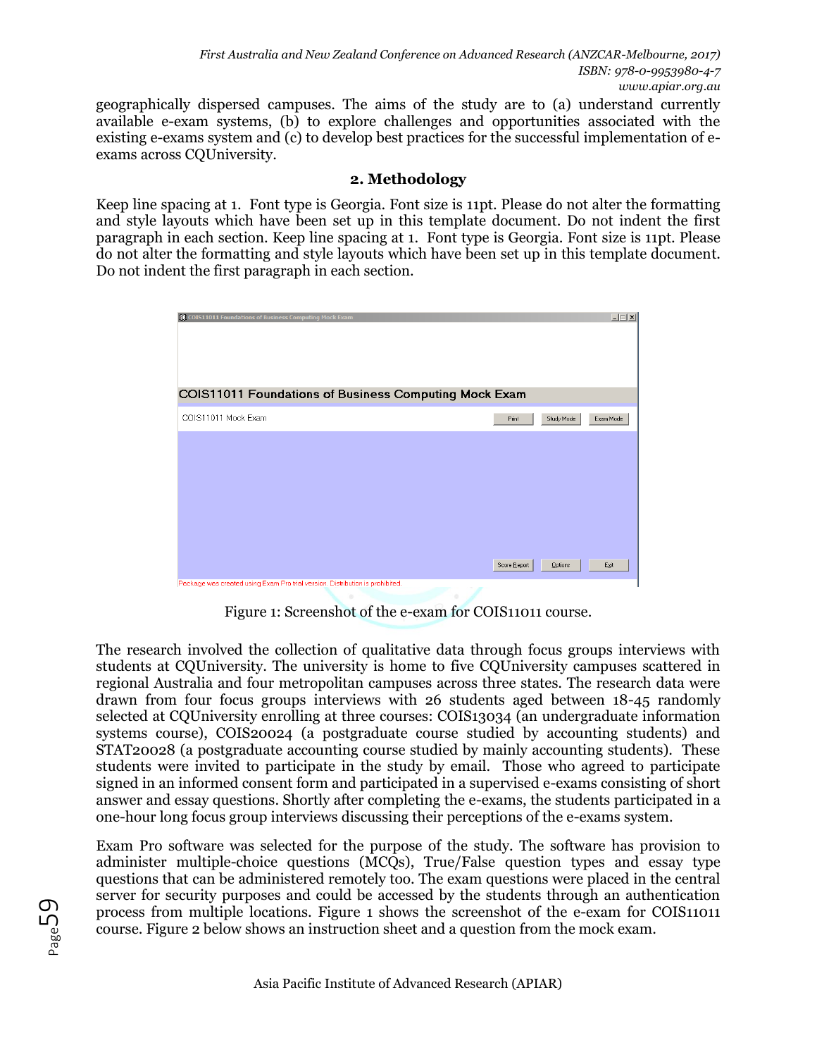geographically dispersed campuses. The aims of the study are to (a) understand currently available e-exam systems, (b) to explore challenges and opportunities associated with the existing e-exams system and (c) to develop best practices for the successful implementation of e-exams across CQUniversity.

## 2. Methodology

Keep line spacing at 1. Font type is Georgia. Font size is 11pt. Please do not alter the formatting and style layouts which have been set up in this template document. Do not indent the first paragraph in each section. Keep line spacing at 1. Font type is Georgia. Font size is 11pt. Please do not alter the formatting and style layouts which have been set up in this template document. Do not indent the first paragraph in each section.

Figure 1: Screenshot of the e-exam for COIS11011 course.

The research involved the collection of qualitative data through focus groups interviews with students at CQUniversity. The university is home to five CQUniversity campuses scattered in regional Australia and four metropolitan campuses across three states. The research data were drawn from four focus groups interviews with 26 students aged between 18-45 randomly selected at CQUniversity enrolling at three courses: COIS13034 (an undergraduate information systems course), COIS20024 (a postgraduate course studied by accounting students) and STAT20028 (a postgraduate accounting course studied by mainly accounting students). These students were invited to participate in the study by email. Those who agreed to participate signed in an informed consent form and participated in a supervised e-exams consisting of short answer and essay questions. Shortly after completing the e-exams, the students participated in a one-hour long focus group interviews discussing their perceptions of the e-exams system.

Exam Pro software was selected for the purpose of the study. The software has provision to administer multiple-choice questions (MCQs), True/False question types and essay type questions that can be administered remotely too. The exam questions were placed in the central server for security purposes and could be accessed by the students through an authentication process from multiple locations. Figure 1 shows the screenshot of the e-exam for COIS11011 course. Figure 2 below shows an instruction sheet and a question from the mock exam.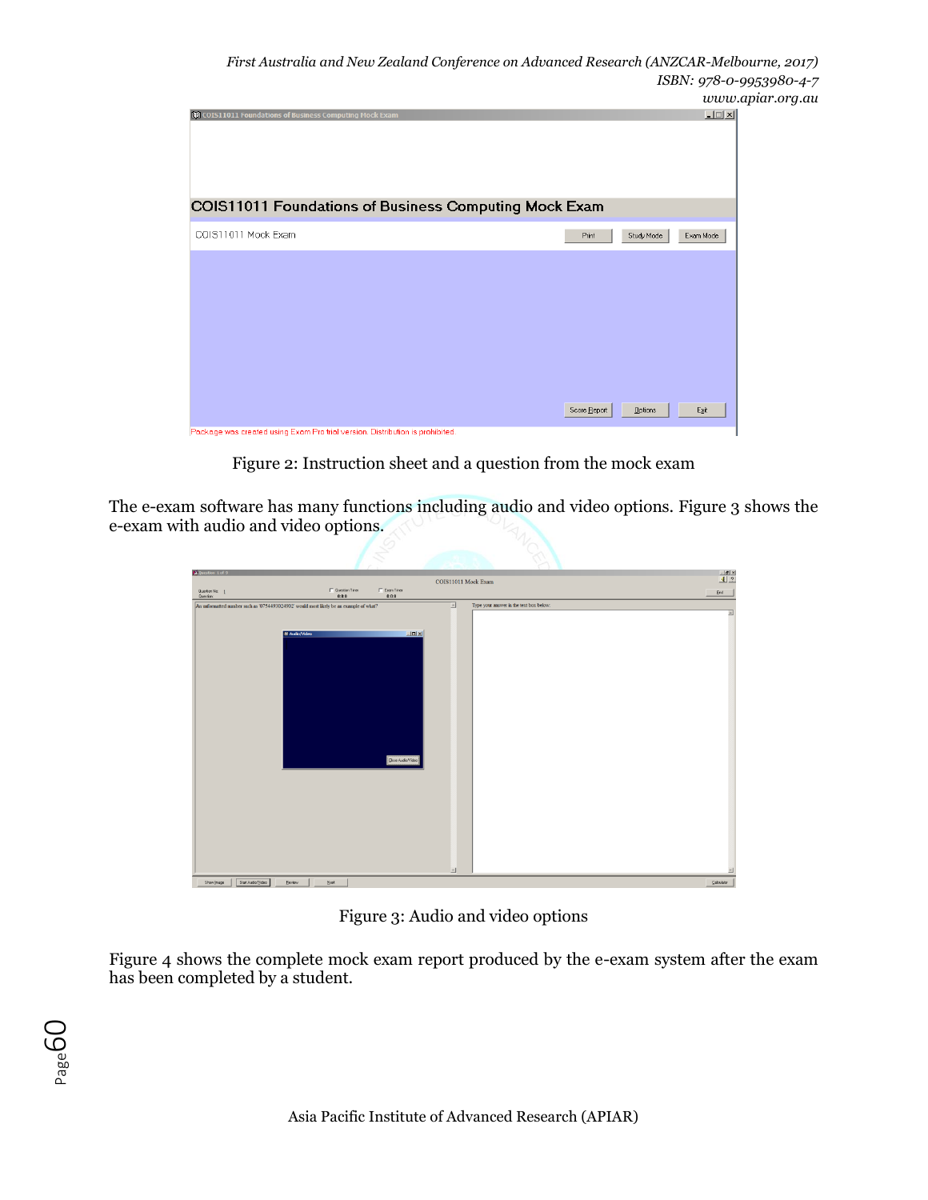Figure 2: Instruction sheet and a question from the mock exam

The e-exam software has many functions including audio and video options. Figure 3 shows the e-exam with audio and video options.

Figure 3: Audio and video options

Figure 4 shows the complete mock exam report produced by the e-exam system after the exam has been completed by a student.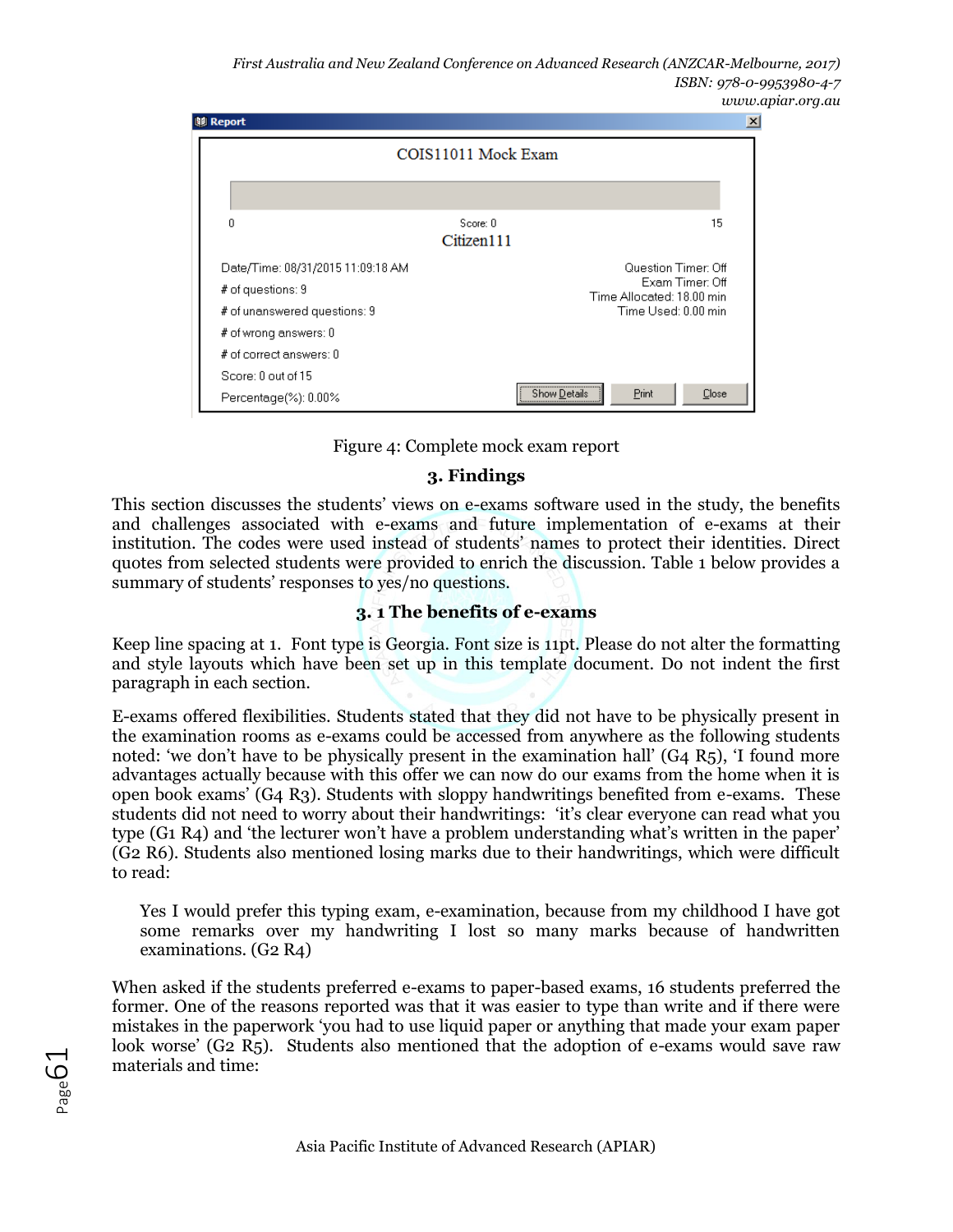Figure 4: Complete mock exam report

## 3. Findings

This section discusses the students' views on e-exams software used in the study, the benefits and challenges associated with e-exams and future implementation of e-exams at their institution. The codes were used instead of students' names to protect their identities. Direct quotes from selected students were provided to enrich the discussion. Table 1 below provides a summary of students' responses to yes/no questions.

### 3. 1 The benefits of e-exams

Keep line spacing at 1. Font type is Georgia. Font size is 11pt. Please do not alter the formatting and style layouts which have been set up in this template document. Do not indent the first paragraph in each section.

E-exams offered flexibilities. Students stated that they did not have to be physically present in the examination rooms as e-exams could be accessed from anywhere as the following students noted: 'we don't have to be physically present in the examination hall' (G4 R5), 'I found more advantages actually because with this offer we can now do our exams from the home when it is open book exams' (G4 R3). Students with sloppy handwritings benefited from e-exams. These students did not need to worry about their handwritings: 'it's clear everyone can read what you type (G1 R4) and 'the lecturer won't have a problem understanding what's written in the paper' (G2 R6). Students also mentioned losing marks due to their handwritings, which were difficult to read:

> Yes I would prefer this typing exam, e-examination, because from my childhood I have got some remarks over my handwriting I lost so many marks because of handwritten examinations. (G2 R4)

When asked if the students preferred e-exams to paper-based exams, 16 students preferred the former. One of the reasons reported was that it was easier to type than write and if there were mistakes in the paperwork 'you had to use liquid paper or anything that made your exam paper look worse' (G2 R5). Students also mentioned that the adoption of e-exams would save raw materials and time: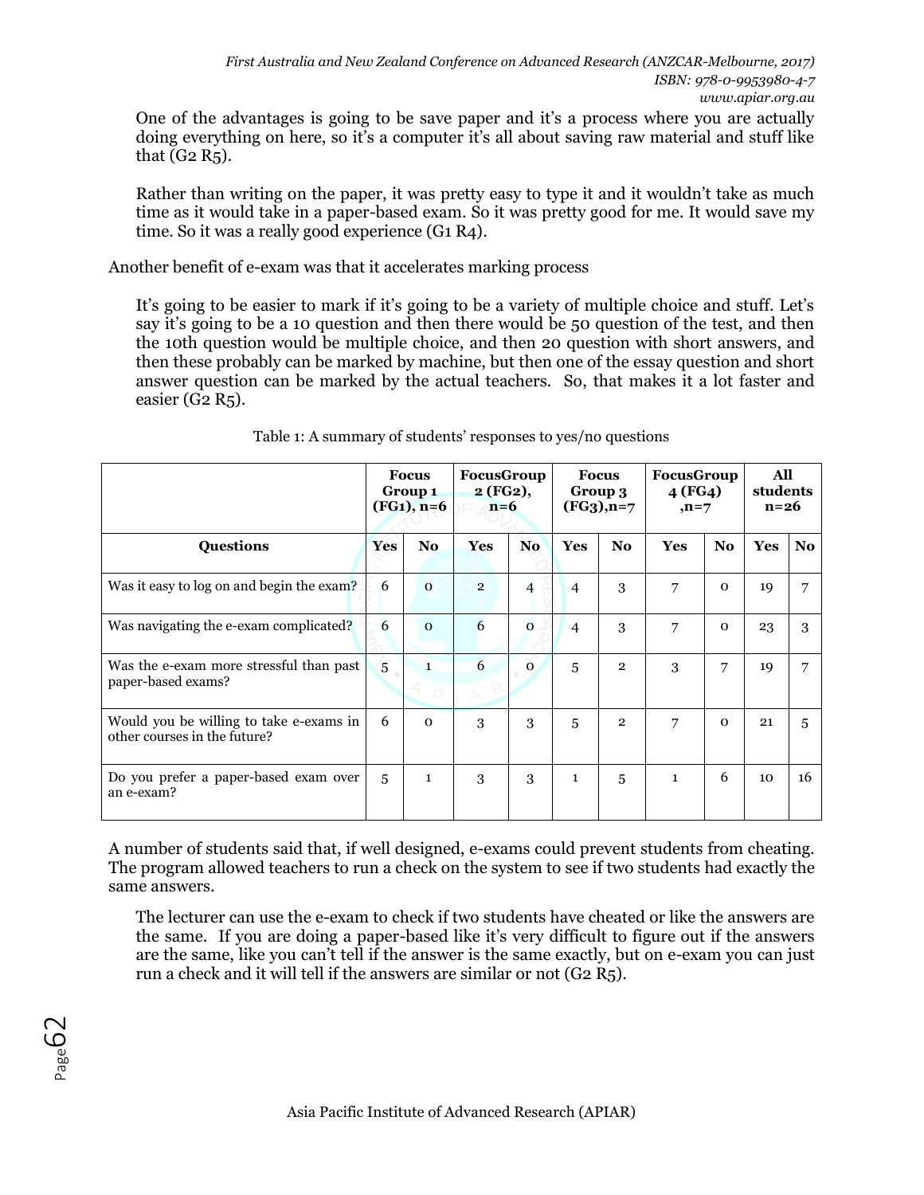One of the advantages is going to be save paper and it's a process where you are actually doing everything on here, so it's a computer it's all about saving raw material and stuff like that (G2 R5).

Rather than writing on the paper, it was pretty easy to type it and it wouldn't take as much time as it would take in a paper-based exam. So it was pretty good for me. It would save my time. So it was a really good experience (G1 R4).

Another benefit of e-exam was that it accelerates marking process

It's going to be easier to mark if it's going to be a variety of multiple choice and stuff. Let's say it's going to be a 10 question and then there would be 50 question of the test, and then the 10th question would be multiple choice, and then 20 question with short answers, and then these probably can be marked by machine, but then one of the essay question and short answer question can be marked by the actual teachers. So, that makes it a lot faster and easier (G2 R5).

Table 1: A summary of students' responses to yes/no questions

| | **Focus Group 1 (FG1), n=6** | | **FocusGroup 2 (FG2), n=6** | | **Focus Group 3 (FG3),n=7** | | **FocusGroup 4 (FG4) ,n=7** | | **All students n=26** | |
|---|---|---|---|---|---|---|---|---|---|---|
| **Questions** | **Yes** | **No** | **Yes** | **No** | **Yes** | **No** | **Yes** | **No** | **Yes** | **No** |
| Was it easy to log on and begin the exam? | 6 | 0 | 2 | 4 | 4 | 3 | 7 | 0 | 19 | 7 |
| Was navigating the e-exam complicated? | 6 | 0 | 6 | 0 | 4 | 3 | 7 | 0 | 23 | 3 |
| Was the e-exam more stressful than past paper-based exams? | 5 | 1 | 6 | 0 | 5 | 2 | 3 | 7 | 19 | 7 |
| Would you be willing to take e-exams in other courses in the future? | 6 | 0 | 3 | 3 | 5 | 2 | 7 | 0 | 21 | 5 |
| Do you prefer a paper-based exam over an e-exam? | 5 | 1 | 3 | 3 | 1 | 5 | 1 | 6 | 10 | 16 |

A number of students said that, if well designed, e-exams could prevent students from cheating. The program allowed teachers to run a check on the system to see if two students had exactly the same answers.

The lecturer can use the e-exam to check if two students have cheated or like the answers are the same. If you are doing a paper-based like it's very difficult to figure out if the answers are the same, like you can't tell if the answer is the same exactly, but on e-exam you can just run a check and it will tell if the answers are similar or not (G2 R5).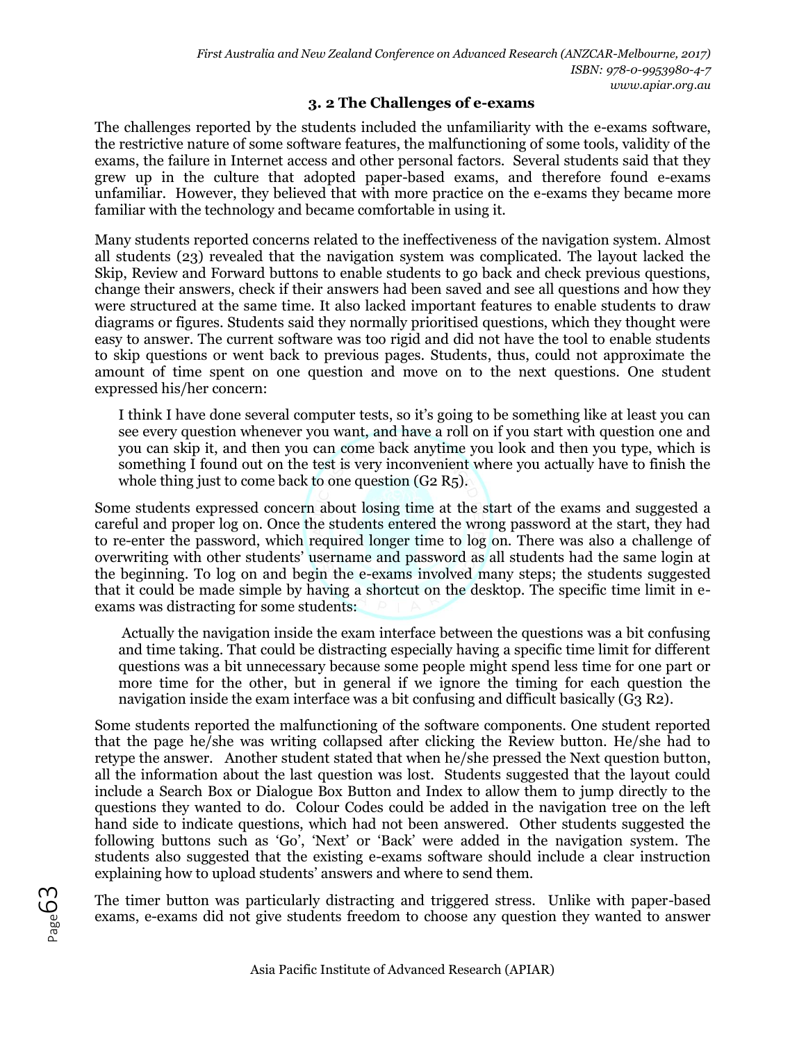### 3. 2 The Challenges of e-exams

The challenges reported by the students included the unfamiliarity with the e-exams software, the restrictive nature of some software features, the malfunctioning of some tools, validity of the exams, the failure in Internet access and other personal factors. Several students said that they grew up in the culture that adopted paper-based exams, and therefore found e-exams unfamiliar. However, they believed that with more practice on the e-exams they became more familiar with the technology and became comfortable in using it.

Many students reported concerns related to the ineffectiveness of the navigation system. Almost all students (23) revealed that the navigation system was complicated. The layout lacked the Skip, Review and Forward buttons to enable students to go back and check previous questions, change their answers, check if their answers had been saved and see all questions and how they were structured at the same time. It also lacked important features to enable students to draw diagrams or figures. Students said they normally prioritised questions, which they thought were easy to answer. The current software was too rigid and did not have the tool to enable students to skip questions or went back to previous pages. Students, thus, could not approximate the amount of time spent on one question and move on to the next questions. One student expressed his/her concern:

> I think I have done several computer tests, so it's going to be something like at least you can see every question whenever you want, and have a roll on if you start with question one and you can skip it, and then you can come back anytime you look and then you type, which is something I found out on the test is very inconvenient where you actually have to finish the whole thing just to come back to one question (G2 R5).

Some students expressed concern about losing time at the start of the exams and suggested a careful and proper log on. Once the students entered the wrong password at the start, they had to re-enter the password, which required longer time to log on. There was also a challenge of overwriting with other students' username and password as all students had the same login at the beginning. To log on and begin the e-exams involved many steps; the students suggested that it could be made simple by having a shortcut on the desktop. The specific time limit in e-exams was distracting for some students:

> Actually the navigation inside the exam interface between the questions was a bit confusing and time taking. That could be distracting especially having a specific time limit for different questions was a bit unnecessary because some people might spend less time for one part or more time for the other, but in general if we ignore the timing for each question the navigation inside the exam interface was a bit confusing and difficult basically (G3 R2).

Some students reported the malfunctioning of the software components. One student reported that the page he/she was writing collapsed after clicking the Review button. He/she had to retype the answer. Another student stated that when he/she pressed the Next question button, all the information about the last question was lost. Students suggested that the layout could include a Search Box or Dialogue Box Button and Index to allow them to jump directly to the questions they wanted to do. Colour Codes could be added in the navigation tree on the left hand side to indicate questions, which had not been answered. Other students suggested the following buttons such as 'Go', 'Next' or 'Back' were added in the navigation system. The students also suggested that the existing e-exams software should include a clear instruction explaining how to upload students' answers and where to send them.

The timer button was particularly distracting and triggered stress. Unlike with paper-based exams, e-exams did not give students freedom to choose any question they wanted to answer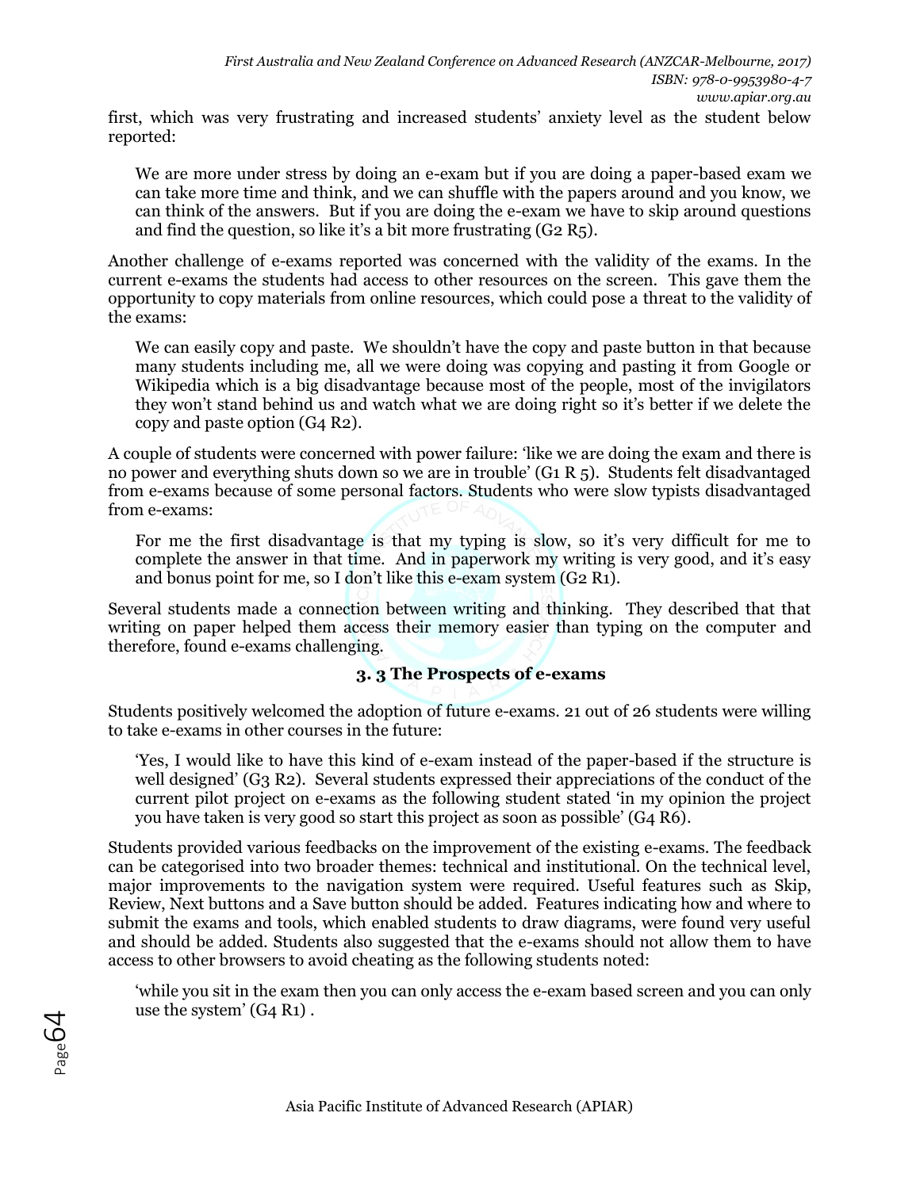first, which was very frustrating and increased students' anxiety level as the student below reported:

> We are more under stress by doing an e-exam but if you are doing a paper-based exam we can take more time and think, and we can shuffle with the papers around and you know, we can think of the answers. But if you are doing the e-exam we have to skip around questions and find the question, so like it's a bit more frustrating (G2 R5).

Another challenge of e-exams reported was concerned with the validity of the exams. In the current e-exams the students had access to other resources on the screen. This gave them the opportunity to copy materials from online resources, which could pose a threat to the validity of the exams:

> We can easily copy and paste. We shouldn't have the copy and paste button in that because many students including me, all we were doing was copying and pasting it from Google or Wikipedia which is a big disadvantage because most of the people, most of the invigilators they won't stand behind us and watch what we are doing right so it's better if we delete the copy and paste option (G4 R2).

A couple of students were concerned with power failure: 'like we are doing the exam and there is no power and everything shuts down so we are in trouble' (G1 R 5). Students felt disadvantaged from e-exams because of some personal factors. Students who were slow typists disadvantaged from e-exams:

> For me the first disadvantage is that my typing is slow, so it's very difficult for me to complete the answer in that time. And in paperwork my writing is very good, and it's easy and bonus point for me, so I don't like this e-exam system (G2 R1).

Several students made a connection between writing and thinking. They described that that writing on paper helped them access their memory easier than typing on the computer and therefore, found e-exams challenging.

### 3. 3 The Prospects of e-exams

Students positively welcomed the adoption of future e-exams. 21 out of 26 students were willing to take e-exams in other courses in the future:

> 'Yes, I would like to have this kind of e-exam instead of the paper-based if the structure is well designed' (G3 R2). Several students expressed their appreciations of the conduct of the current pilot project on e-exams as the following student stated 'in my opinion the project you have taken is very good so start this project as soon as possible' (G4 R6).

Students provided various feedbacks on the improvement of the existing e-exams. The feedback can be categorised into two broader themes: technical and institutional. On the technical level, major improvements to the navigation system were required. Useful features such as Skip, Review, Next buttons and a Save button should be added. Features indicating how and where to submit the exams and tools, which enabled students to draw diagrams, were found very useful and should be added. Students also suggested that the e-exams should not allow them to have access to other browsers to avoid cheating as the following students noted:

> 'while you sit in the exam then you can only access the e-exam based screen and you can only use the system' (G4 R1) .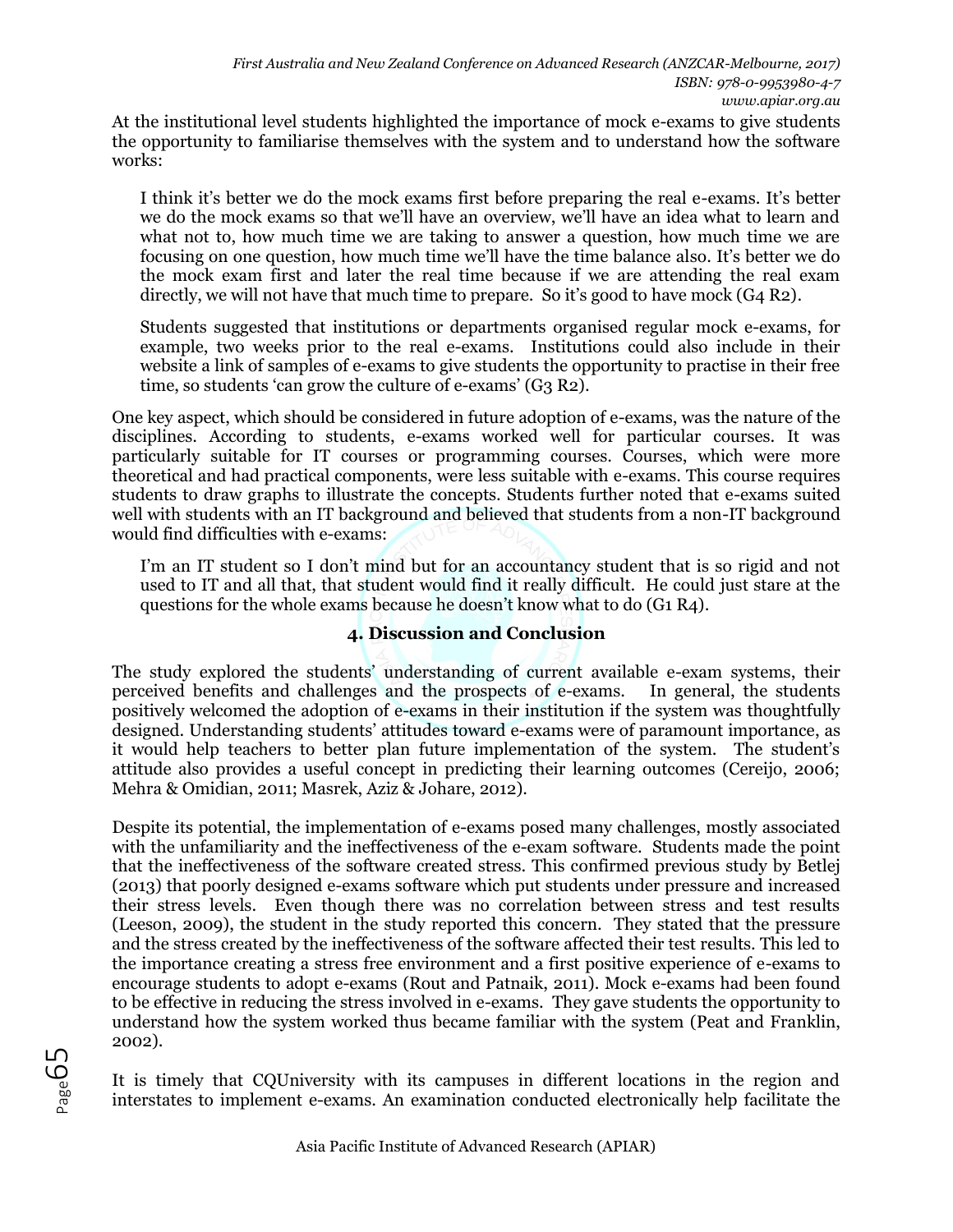At the institutional level students highlighted the importance of mock e-exams to give students the opportunity to familiarise themselves with the system and to understand how the software works:

> I think it's better we do the mock exams first before preparing the real e-exams. It's better we do the mock exams so that we'll have an overview, we'll have an idea what to learn and what not to, how much time we are taking to answer a question, how much time we are focusing on one question, how much time we'll have the time balance also. It's better we do the mock exam first and later the real time because if we are attending the real exam directly, we will not have that much time to prepare. So it's good to have mock (G4 R2).
>
> Students suggested that institutions or departments organised regular mock e-exams, for example, two weeks prior to the real e-exams. Institutions could also include in their website a link of samples of e-exams to give students the opportunity to practise in their free time, so students 'can grow the culture of e-exams' (G3 R2).

One key aspect, which should be considered in future adoption of e-exams, was the nature of the disciplines. According to students, e-exams worked well for particular courses. It was particularly suitable for IT courses or programming courses. Courses, which were more theoretical and had practical components, were less suitable with e-exams. This course requires students to draw graphs to illustrate the concepts. Students further noted that e-exams suited well with students with an IT background and believed that students from a non-IT background would find difficulties with e-exams:

> I'm an IT student so I don't mind but for an accountancy student that is so rigid and not used to IT and all that, that student would find it really difficult. He could just stare at the questions for the whole exams because he doesn't know what to do (G1 R4).

## 4. Discussion and Conclusion

The study explored the students' understanding of current available e-exam systems, their perceived benefits and challenges and the prospects of e-exams. In general, the students positively welcomed the adoption of e-exams in their institution if the system was thoughtfully designed. Understanding students' attitudes toward e-exams were of paramount importance, as it would help teachers to better plan future implementation of the system. The student's attitude also provides a useful concept in predicting their learning outcomes (Cereijo, 2006; Mehra & Omidian, 2011; Masrek, Aziz & Johare, 2012).

Despite its potential, the implementation of e-exams posed many challenges, mostly associated with the unfamiliarity and the ineffectiveness of the e-exam software. Students made the point that the ineffectiveness of the software created stress. This confirmed previous study by Betlej (2013) that poorly designed e-exams software which put students under pressure and increased their stress levels. Even though there was no correlation between stress and test results (Leeson, 2009), the student in the study reported this concern. They stated that the pressure and the stress created by the ineffectiveness of the software affected their test results. This led to the importance creating a stress free environment and a first positive experience of e-exams to encourage students to adopt e-exams (Rout and Patnaik, 2011). Mock e-exams had been found to be effective in reducing the stress involved in e-exams. They gave students the opportunity to understand how the system worked thus became familiar with the system (Peat and Franklin, 2002).

It is timely that CQUniversity with its campuses in different locations in the region and interstates to implement e-exams. An examination conducted electronically help facilitate the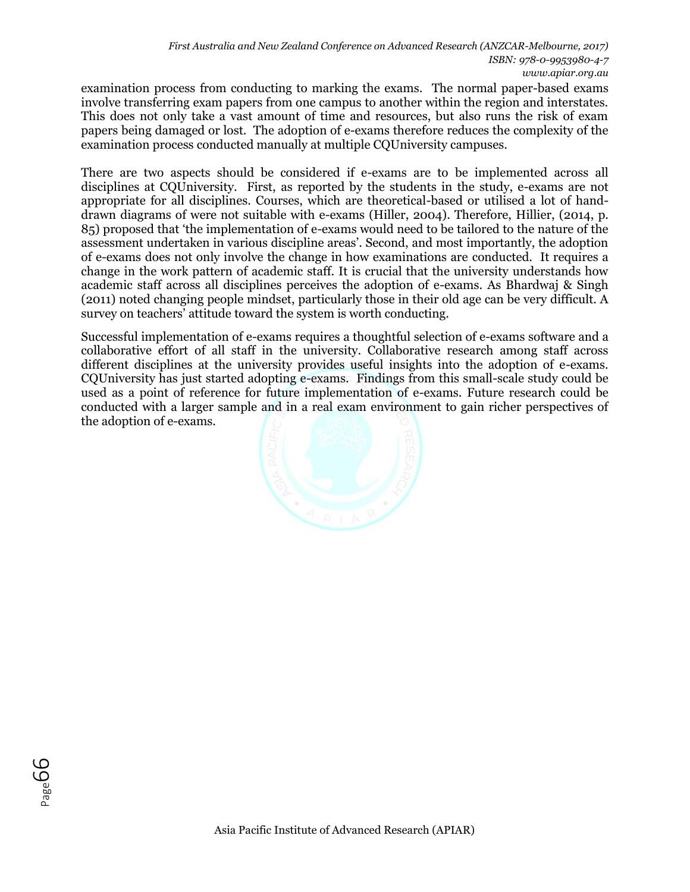examination process from conducting to marking the exams. The normal paper-based exams involve transferring exam papers from one campus to another within the region and interstates. This does not only take a vast amount of time and resources, but also runs the risk of exam papers being damaged or lost. The adoption of e-exams therefore reduces the complexity of the examination process conducted manually at multiple CQUniversity campuses.

There are two aspects should be considered if e-exams are to be implemented across all disciplines at CQUniversity. First, as reported by the students in the study, e-exams are not appropriate for all disciplines. Courses, which are theoretical-based or utilised a lot of hand-drawn diagrams of were not suitable with e-exams (Hiller, 2004). Therefore, Hillier, (2014, p. 85) proposed that 'the implementation of e-exams would need to be tailored to the nature of the assessment undertaken in various discipline areas'. Second, and most importantly, the adoption of e-exams does not only involve the change in how examinations are conducted. It requires a change in the work pattern of academic staff. It is crucial that the university understands how academic staff across all disciplines perceives the adoption of e-exams. As Bhardwaj & Singh (2011) noted changing people mindset, particularly those in their old age can be very difficult. A survey on teachers' attitude toward the system is worth conducting.

Successful implementation of e-exams requires a thoughtful selection of e-exams software and a collaborative effort of all staff in the university. Collaborative research among staff across different disciplines at the university provides useful insights into the adoption of e-exams. CQUniversity has just started adopting e-exams. Findings from this small-scale study could be used as a point of reference for future implementation of e-exams. Future research could be conducted with a larger sample and in a real exam environment to gain richer perspectives of the adoption of e-exams.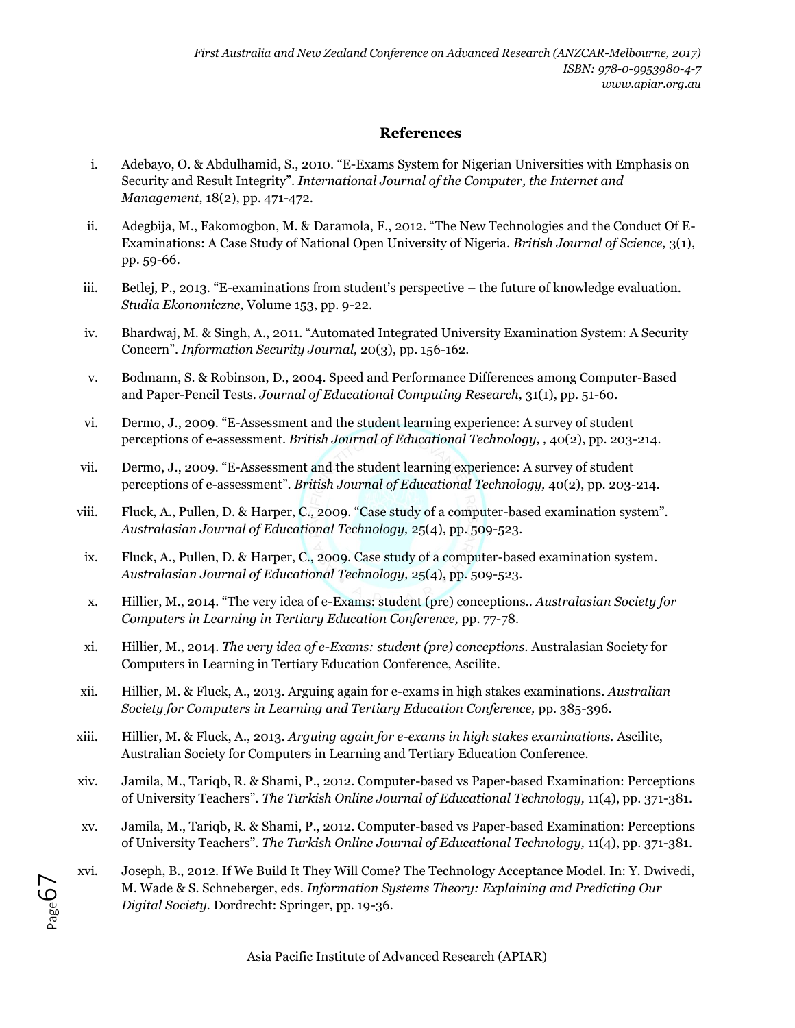## References

i. Adebayo, O. & Abdulhamid, S., 2010. "E-Exams System for Nigerian Universities with Emphasis on Security and Result Integrity". *International Journal of the Computer, the Internet and Management,* 18(2), pp. 471-472.

ii. Adegbija, M., Fakomogbon, M. & Daramola, F., 2012. "The New Technologies and the Conduct Of E-Examinations: A Case Study of National Open University of Nigeria. *British Journal of Science,* 3(1), pp. 59-66.

iii. Betlej, P., 2013. "E-examinations from student's perspective – the future of knowledge evaluation. *Studia Ekonomiczne,* Volume 153, pp. 9-22.

iv. Bhardwaj, M. & Singh, A., 2011. "Automated Integrated University Examination System: A Security Concern". *Information Security Journal,* 20(3), pp. 156-162.

v. Bodmann, S. & Robinson, D., 2004. Speed and Performance Differences among Computer-Based and Paper-Pencil Tests. *Journal of Educational Computing Research,* 31(1), pp. 51-60.

vi. Dermo, J., 2009. "E-Assessment and the student learning experience: A survey of student perceptions of e-assessment. *British Journal of Educational Technology, ,* 40(2), pp. 203-214.

vii. Dermo, J., 2009. "E-Assessment and the student learning experience: A survey of student perceptions of e-assessment". *British Journal of Educational Technology,* 40(2), pp. 203-214.

viii. Fluck, A., Pullen, D. & Harper, C., 2009. "Case study of a computer-based examination system". *Australasian Journal of Educational Technology,* 25(4), pp. 509-523.

ix. Fluck, A., Pullen, D. & Harper, C., 2009. Case study of a computer-based examination system. *Australasian Journal of Educational Technology,* 25(4), pp. 509-523.

x. Hillier, M., 2014. "The very idea of e-Exams: student (pre) conceptions.. *Australasian Society for Computers in Learning in Tertiary Education Conference,* pp. 77-78.

xi. Hillier, M., 2014. *The very idea of e-Exams: student (pre) conceptions.* Australasian Society for Computers in Learning in Tertiary Education Conference, Ascilite.

xii. Hillier, M. & Fluck, A., 2013. Arguing again for e-exams in high stakes examinations. *Australian Society for Computers in Learning and Tertiary Education Conference,* pp. 385-396.

xiii. Hillier, M. & Fluck, A., 2013. *Arguing again for e-exams in high stakes examinations.* Ascilite, Australian Society for Computers in Learning and Tertiary Education Conference.

xiv. Jamila, M., Tariqb, R. & Shami, P., 2012. Computer-based vs Paper-based Examination: Perceptions of University Teachers". *The Turkish Online Journal of Educational Technology,* 11(4), pp. 371-381.

xv. Jamila, M., Tariqb, R. & Shami, P., 2012. Computer-based vs Paper-based Examination: Perceptions of University Teachers". *The Turkish Online Journal of Educational Technology,* 11(4), pp. 371-381.

xvi. Joseph, B., 2012. If We Build It They Will Come? The Technology Acceptance Model. In: Y. Dwivedi, M. Wade & S. Schneberger, eds. *Information Systems Theory: Explaining and Predicting Our Digital Society.* Dordrecht: Springer, pp. 19-36.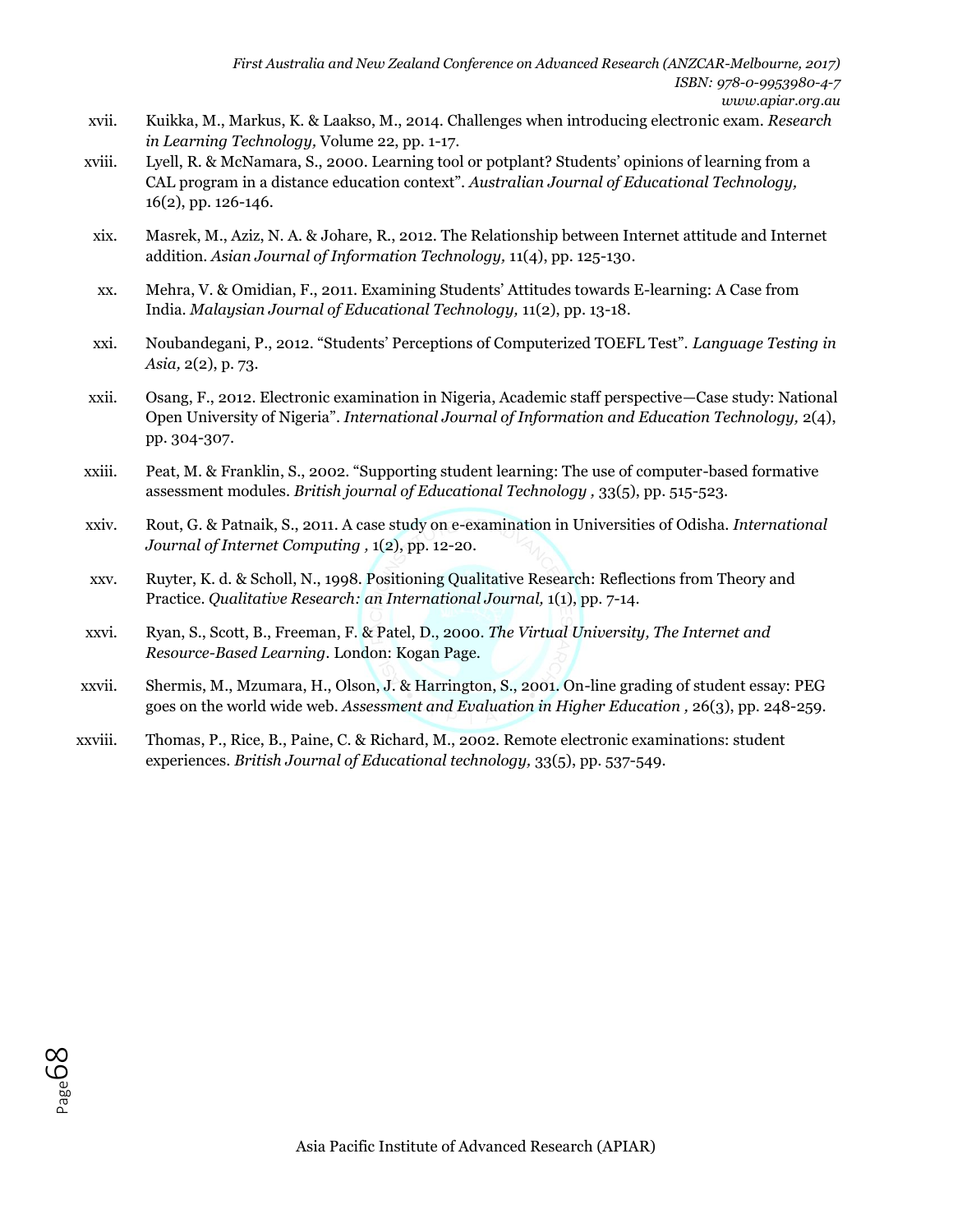xvii. Kuikka, M., Markus, K. & Laakso, M., 2014. Challenges when introducing electronic exam. *Research in Learning Technology,* Volume 22, pp. 1-17.

xviii. Lyell, R. & McNamara, S., 2000. Learning tool or potplant? Students' opinions of learning from a CAL program in a distance education context". *Australian Journal of Educational Technology,* 16(2), pp. 126-146.

xix. Masrek, M., Aziz, N. A. & Johare, R., 2012. The Relationship between Internet attitude and Internet addition. *Asian Journal of Information Technology,* 11(4), pp. 125-130.

xx. Mehra, V. & Omidian, F., 2011. Examining Students' Attitudes towards E-learning: A Case from India. *Malaysian Journal of Educational Technology,* 11(2), pp. 13-18.

xxi. Noubandegani, P., 2012. "Students' Perceptions of Computerized TOEFL Test". *Language Testing in Asia,* 2(2), p. 73.

xxii. Osang, F., 2012. Electronic examination in Nigeria, Academic staff perspective—Case study: National Open University of Nigeria". *International Journal of Information and Education Technology,* 2(4), pp. 304-307.

xxiii. Peat, M. & Franklin, S., 2002. "Supporting student learning: The use of computer-based formative assessment modules. *British journal of Educational Technology ,* 33(5), pp. 515-523.

xxiv. Rout, G. & Patnaik, S., 2011. A case study on e-examination in Universities of Odisha. *International Journal of Internet Computing ,* 1(2), pp. 12-20.

xxv. Ruyter, K. d. & Scholl, N., 1998. Positioning Qualitative Research: Reflections from Theory and Practice. *Qualitative Research: an International Journal,* 1(1), pp. 7-14.

xxvi. Ryan, S., Scott, B., Freeman, F. & Patel, D., 2000. *The Virtual University, The Internet and Resource-Based Learning*. London: Kogan Page.

xxvii. Shermis, M., Mzumara, H., Olson, J. & Harrington, S., 2001. On-line grading of student essay: PEG goes on the world wide web. *Assessment and Evaluation in Higher Education ,* 26(3), pp. 248-259.

xxviii. Thomas, P., Rice, B., Paine, C. & Richard, M., 2002. Remote electronic examinations: student experiences. *British Journal of Educational technology,* 33(5), pp. 537-549.